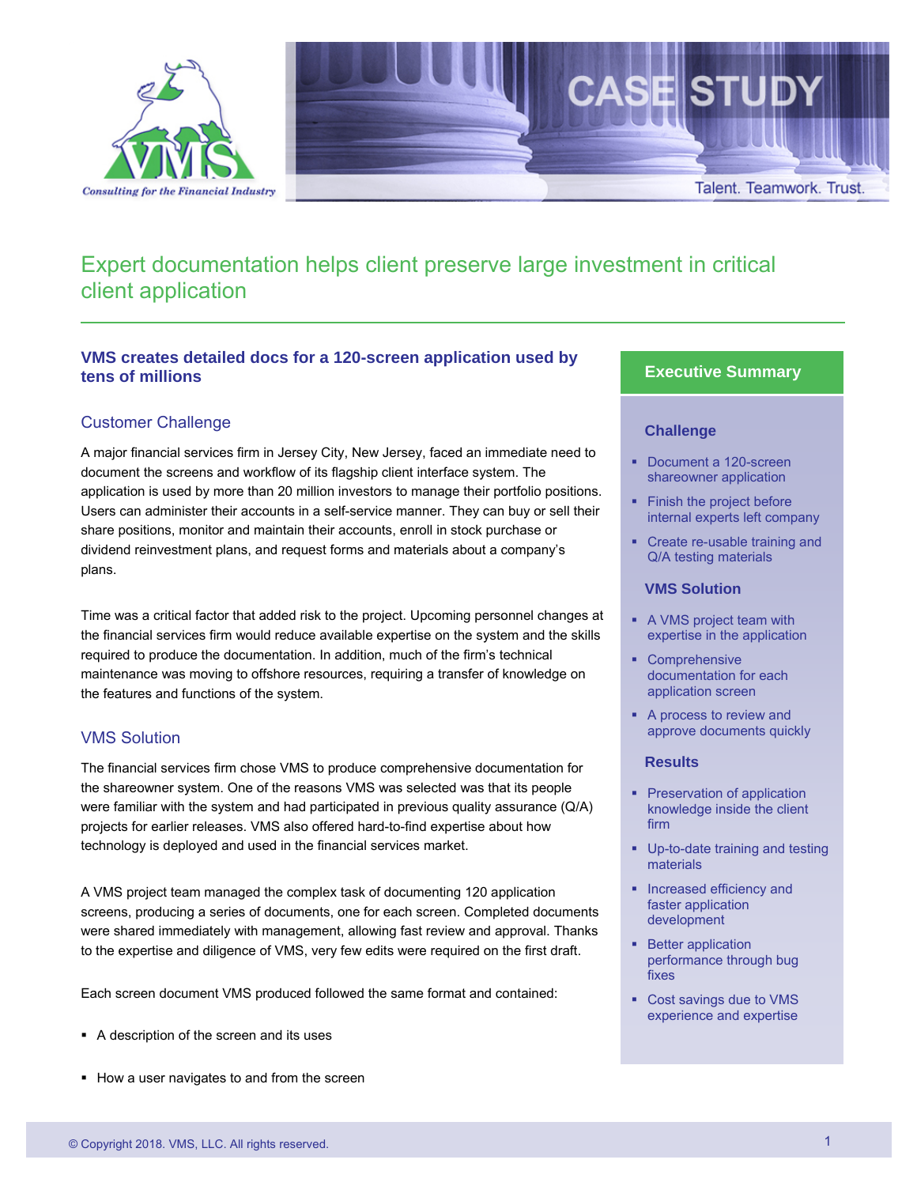VMS

*Consulting for the Financial Industry*

CASE STUDY

Talent. Teamwork. Trust.

# Expert documentation helps client preserve large investment in critical client application

### VMS creates detailed docs for a 120-screen application used by tens of millions

## Customer Challenge

A major financial services firm in Jersey City, New Jersey, faced an immediate need to document the screens and workflow of its flagship client interface system. The application is used by more than 20 million investors to manage their portfolio positions. Users can administer their accounts in a self-service manner. They can buy or sell their share positions, monitor and maintain their accounts, enroll in stock purchase or dividend reinvestment plans, and request forms and materials about a company's plans.

Time was a critical factor that added risk to the project. Upcoming personnel changes at the financial services firm would reduce available expertise on the system and the skills required to produce the documentation. In addition, much of the firm's technical maintenance was moving to offshore resources, requiring a transfer of knowledge on the features and functions of the system.

## VMS Solution

The financial services firm chose VMS to produce comprehensive documentation for the shareowner system. One of the reasons VMS was selected was that its people were familiar with the system and had participated in previous quality assurance (Q/A) projects for earlier releases. VMS also offered hard-to-find expertise about how technology is deployed and used in the financial services market.

A VMS project team managed the complex task of documenting 120 application screens, producing a series of documents, one for each screen. Completed documents were shared immediately with management, allowing fast review and approval. Thanks to the expertise and diligence of VMS, very few edits were required on the first draft.

Each screen document VMS produced followed the same format and contained:

- A description of the screen and its uses
- How a user navigates to and from the screen

## Executive Summary

### Challenge

- Document a 120-screen shareowner application
- Finish the project before internal experts left company
- Create re-usable training and Q/A testing materials

### VMS Solution

- A VMS project team with expertise in the application
- Comprehensive documentation for each application screen
- A process to review and approve documents quickly

### Results

- Preservation of application knowledge inside the client firm
- Up-to-date training and testing materials
- Increased efficiency and faster application development
- Better application performance through bug fixes
- Cost savings due to VMS experience and expertise

© Copyright 2018. VMS, LLC. All rights reserved.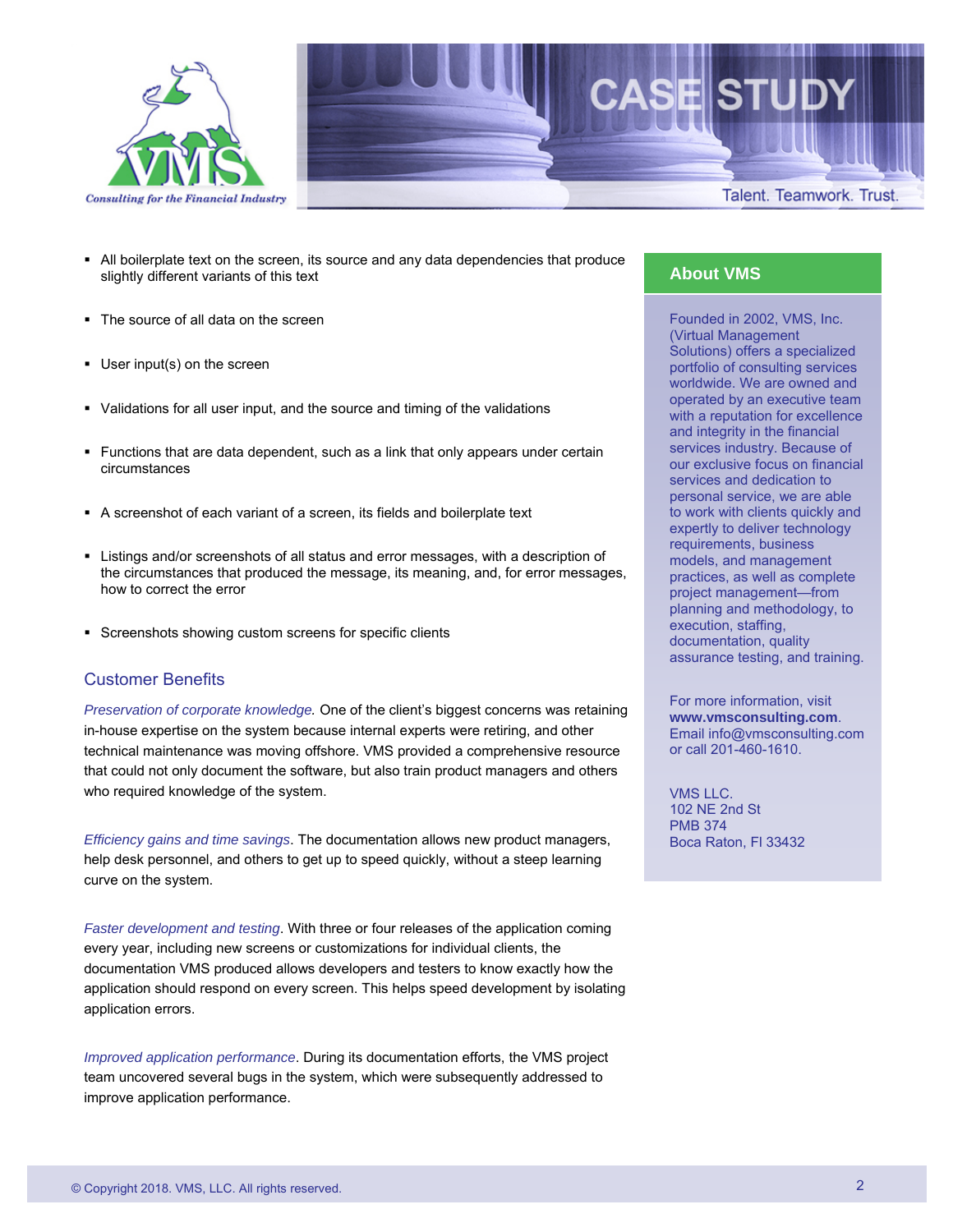- All boilerplate text on the screen, its source and any data dependencies that produce slightly different variants of this text
- The source of all data on the screen
- User input(s) on the screen
- Validations for all user input, and the source and timing of the validations
- Functions that are data dependent, such as a link that only appears under certain circumstances
- A screenshot of each variant of a screen, its fields and boilerplate text
- Listings and/or screenshots of all status and error messages, with a description of the circumstances that produced the message, its meaning, and, for error messages, how to correct the error
- Screenshots showing custom screens for specific clients

## Customer Benefits

*Preservation of corporate knowledge.* One of the client's biggest concerns was retaining in-house expertise on the system because internal experts were retiring, and other technical maintenance was moving offshore. VMS provided a comprehensive resource that could not only document the software, but also train product managers and others who required knowledge of the system.

*Efficiency gains and time savings*. The documentation allows new product managers, help desk personnel, and others to get up to speed quickly, without a steep learning curve on the system.

*Faster development and testing*. With three or four releases of the application coming every year, including new screens or customizations for individual clients, the documentation VMS produced allows developers and testers to know exactly how the application should respond on every screen. This helps speed development by isolating application errors.

*Improved application performance*. During its documentation efforts, the VMS project team uncovered several bugs in the system, which were subsequently addressed to improve application performance.

## About VMS

Founded in 2002, VMS, Inc. (Virtual Management Solutions) offers a specialized portfolio of consulting services worldwide. We are owned and operated by an executive team with a reputation for excellence and integrity in the financial services industry. Because of our exclusive focus on financial services and dedication to personal service, we are able to work with clients quickly and expertly to deliver technology requirements, business models, and management practices, as well as complete project management—from planning and methodology, to execution, staffing, documentation, quality assurance testing, and training.

For more information, visit **www.vmsconsulting.com**. Email info@vmsconsulting.com or call 201-460-1610.

VMS LLC.
102 NE 2nd St
PMB 374
Boca Raton, Fl 33432

© Copyright 2018. VMS, LLC. All rights reserved.